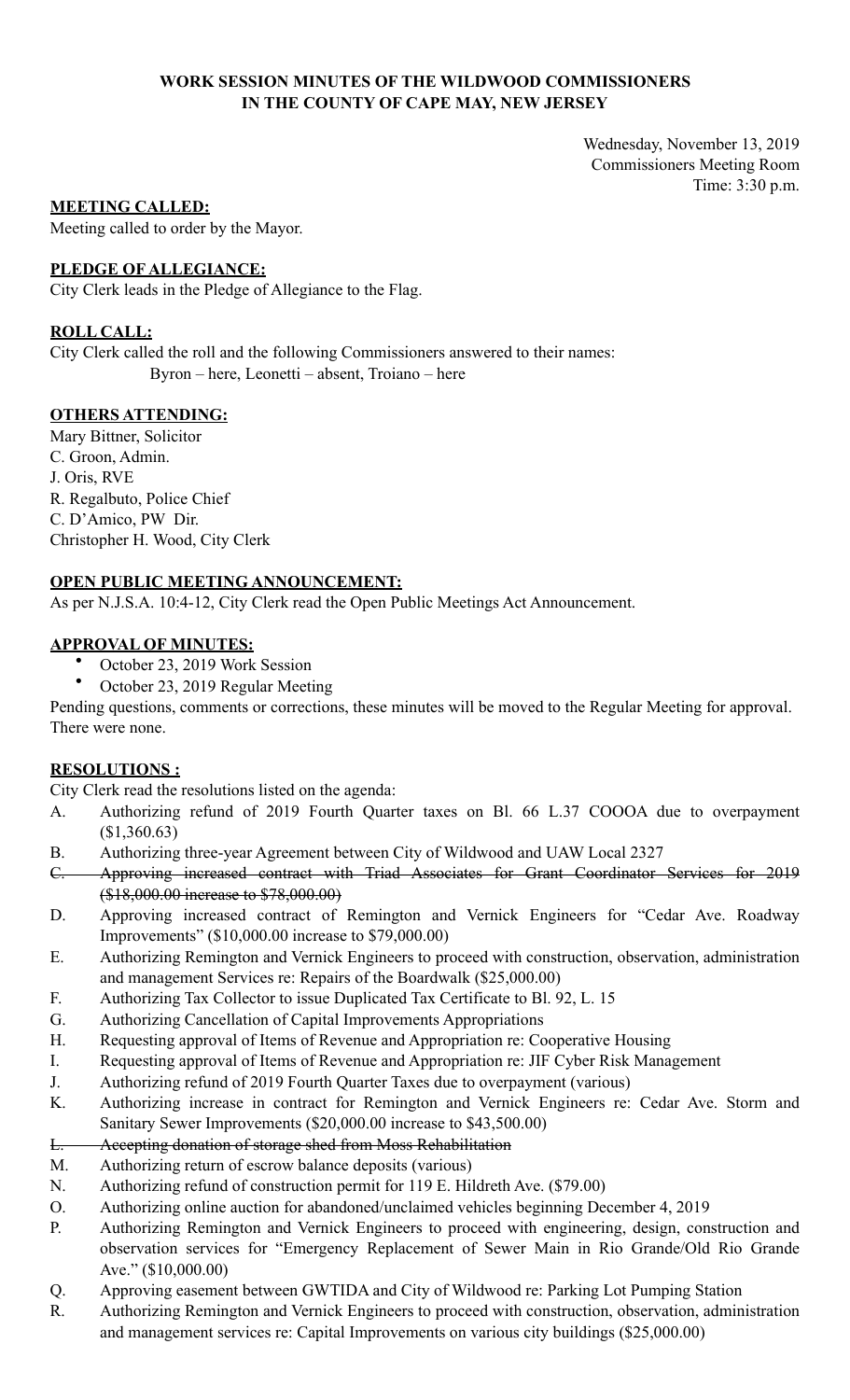**WORK SESSION MINUTES OF THE WILDWOOD COMMISSIONERS**
**IN THE COUNTY OF CAPE MAY, NEW JERSEY**

Wednesday, November 13, 2019
Commissioners Meeting Room
Time: 3:30 p.m.

**MEETING CALLED:**

Meeting called to order by the Mayor.

**PLEDGE OF ALLEGIANCE:**

City Clerk leads in the Pledge of Allegiance to the Flag.

**ROLL CALL:**

City Clerk called the roll and the following Commissioners answered to their names:
Byron – here, Leonetti – absent, Troiano – here

**OTHERS ATTENDING:**

Mary Bittner, Solicitor
C. Groon, Admin.
J. Oris, RVE
R. Regalbuto, Police Chief
C. D'Amico, PW Dir.
Christopher H. Wood, City Clerk

**OPEN PUBLIC MEETING ANNOUNCEMENT:**

As per N.J.S.A. 10:4-12, City Clerk read the Open Public Meetings Act Announcement.

**APPROVAL OF MINUTES:**

- October 23, 2019 Work Session
- October 23, 2019 Regular Meeting

Pending questions, comments or corrections, these minutes will be moved to the Regular Meeting for approval. There were none.

**RESOLUTIONS :**

City Clerk read the resolutions listed on the agenda:

A. Authorizing refund of 2019 Fourth Quarter taxes on Bl. 66 L.37 COOOA due to overpayment ($1,360.63)
B. Authorizing three-year Agreement between City of Wildwood and UAW Local 2327
C. ~~Approving increased contract with Triad Associates for Grant Coordinator Services for 2019 ($18,000.00 increase to $78,000.00)~~
D. Approving increased contract of Remington and Vernick Engineers for "Cedar Ave. Roadway Improvements" ($10,000.00 increase to $79,000.00)
E. Authorizing Remington and Vernick Engineers to proceed with construction, observation, administration and management Services re: Repairs of the Boardwalk ($25,000.00)
F. Authorizing Tax Collector to issue Duplicated Tax Certificate to Bl. 92, L. 15
G. Authorizing Cancellation of Capital Improvements Appropriations
H. Requesting approval of Items of Revenue and Appropriation re: Cooperative Housing
I. Requesting approval of Items of Revenue and Appropriation re: JIF Cyber Risk Management
J. Authorizing refund of 2019 Fourth Quarter Taxes due to overpayment (various)
K. Authorizing increase in contract for Remington and Vernick Engineers re: Cedar Ave. Storm and Sanitary Sewer Improvements ($20,000.00 increase to $43,500.00)
L. ~~Accepting donation of storage shed from Moss Rehabilitation~~
M. Authorizing return of escrow balance deposits (various)
N. Authorizing refund of construction permit for 119 E. Hildreth Ave. ($79.00)
O. Authorizing online auction for abandoned/unclaimed vehicles beginning December 4, 2019
P. Authorizing Remington and Vernick Engineers to proceed with engineering, design, construction and observation services for "Emergency Replacement of Sewer Main in Rio Grande/Old Rio Grande Ave." ($10,000.00)
Q. Approving easement between GWTIDA and City of Wildwood re: Parking Lot Pumping Station
R. Authorizing Remington and Vernick Engineers to proceed with construction, observation, administration and management services re: Capital Improvements on various city buildings ($25,000.00)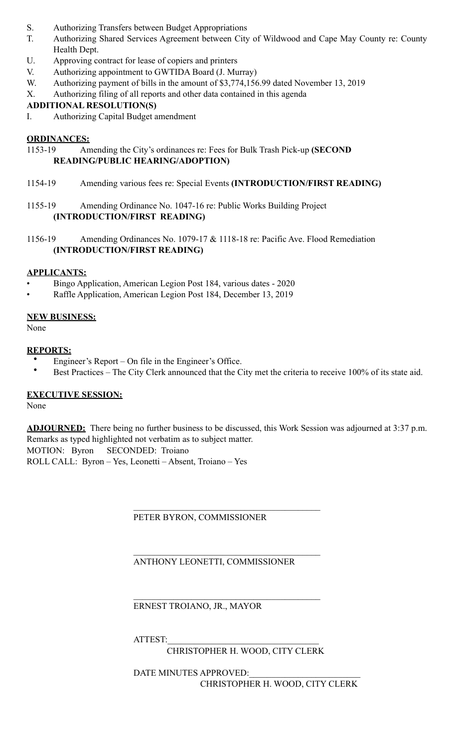S. Authorizing Transfers between Budget Appropriations
T. Authorizing Shared Services Agreement between City of Wildwood and Cape May County re: County Health Dept.
U. Approving contract for lease of copiers and printers
V. Authorizing appointment to GWTIDA Board (J. Murray)
W. Authorizing payment of bills in the amount of $3,774,156.99 dated November 13, 2019
X. Authorizing filing of all reports and other data contained in this agenda

**ADDITIONAL RESOLUTION(S)**

I. Authorizing Capital Budget amendment

**ORDINANCES:**

1153-19 Amending the City's ordinances re: Fees for Bulk Trash Pick-up **(SECOND READING/PUBLIC HEARING/ADOPTION)**

1154-19 Amending various fees re: Special Events **(INTRODUCTION/FIRST READING)**

1155-19 Amending Ordinance No. 1047-16 re: Public Works Building Project **(INTRODUCTION/FIRST READING)**

1156-19 Amending Ordinances No. 1079-17 & 1118-18 re: Pacific Ave. Flood Remediation **(INTRODUCTION/FIRST READING)**

**APPLICANTS:**

- Bingo Application, American Legion Post 184, various dates - 2020
- Raffle Application, American Legion Post 184, December 13, 2019

**NEW BUSINESS:**

None

**REPORTS:**

- Engineer's Report – On file in the Engineer's Office.
- Best Practices – The City Clerk announced that the City met the criteria to receive 100% of its state aid.

**EXECUTIVE SESSION:**

None

**ADJOURNED:** There being no further business to be discussed, this Work Session was adjourned at 3:37 p.m.
Remarks as typed highlighted not verbatim as to subject matter.
MOTION: Byron SECONDED: Troiano
ROLL CALL: Byron – Yes, Leonetti – Absent, Troiano – Yes

\_\_\_\_\_\_\_\_\_\_\_\_\_\_\_\_\_\_\_\_\_\_\_\_\_\_\_\_\_\_\_\_\_\_\_\_\_\_\_\_
PETER BYRON, COMMISSIONER

\_\_\_\_\_\_\_\_\_\_\_\_\_\_\_\_\_\_\_\_\_\_\_\_\_\_\_\_\_\_\_\_\_\_\_\_\_\_\_\_
ANTHONY LEONETTI, COMMISSIONER

\_\_\_\_\_\_\_\_\_\_\_\_\_\_\_\_\_\_\_\_\_\_\_\_\_\_\_\_\_\_\_\_\_\_\_\_\_\_\_\_
ERNEST TROIANO, JR., MAYOR

ATTEST:\_\_\_\_\_\_\_\_\_\_\_\_\_\_\_\_\_\_\_\_\_\_\_\_\_\_\_\_\_\_\_\_\_\_
CHRISTOPHER H. WOOD, CITY CLERK

DATE MINUTES APPROVED:\_\_\_\_\_\_\_\_\_\_\_\_\_\_\_\_\_\_\_\_\_\_\_\_\_\_
CHRISTOPHER H. WOOD, CITY CLERK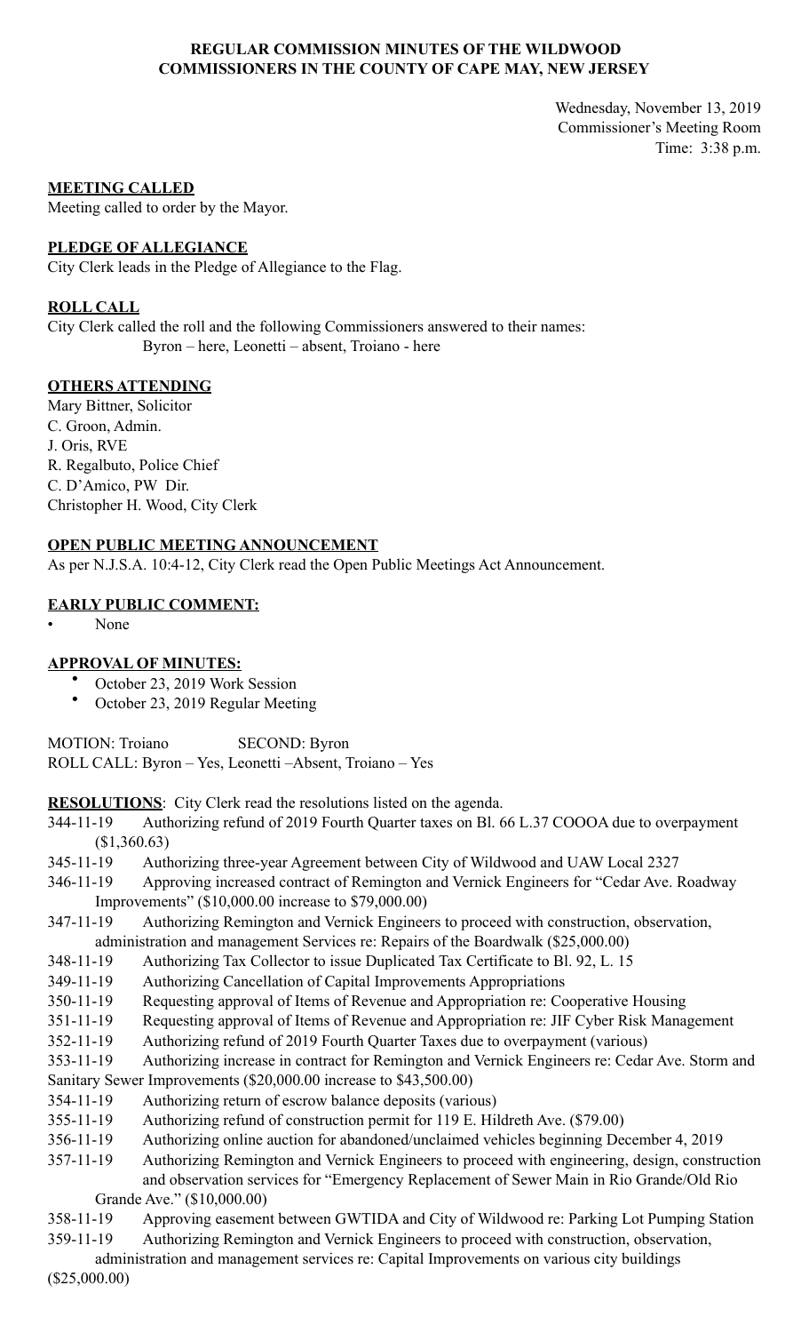**REGULAR COMMISSION MINUTES OF THE WILDWOOD COMMISSIONERS IN THE COUNTY OF CAPE MAY, NEW JERSEY**

Wednesday, November 13, 2019
Commissioner's Meeting Room
Time: 3:38 p.m.

**MEETING CALLED**
Meeting called to order by the Mayor.

**PLEDGE OF ALLEGIANCE**
City Clerk leads in the Pledge of Allegiance to the Flag.

**ROLL CALL**
City Clerk called the roll and the following Commissioners answered to their names:
Byron – here, Leonetti – absent, Troiano - here

**OTHERS ATTENDING**
Mary Bittner, Solicitor
C. Groon, Admin.
J. Oris, RVE
R. Regalbuto, Police Chief
C. D'Amico, PW Dir.
Christopher H. Wood, City Clerk

**OPEN PUBLIC MEETING ANNOUNCEMENT**
As per N.J.S.A. 10:4-12, City Clerk read the Open Public Meetings Act Announcement.

**EARLY PUBLIC COMMENT:**
- None

**APPROVAL OF MINUTES:**
- October 23, 2019 Work Session
- October 23, 2019 Regular Meeting

MOTION: Troiano SECOND: Byron
ROLL CALL: Byron – Yes, Leonetti –Absent, Troiano – Yes

**RESOLUTIONS**: City Clerk read the resolutions listed on the agenda.

344-11-19 Authorizing refund of 2019 Fourth Quarter taxes on Bl. 66 L.37 COOOA due to overpayment ($1,360.63)
345-11-19 Authorizing three-year Agreement between City of Wildwood and UAW Local 2327
346-11-19 Approving increased contract of Remington and Vernick Engineers for "Cedar Ave. Roadway Improvements" ($10,000.00 increase to $79,000.00)
347-11-19 Authorizing Remington and Vernick Engineers to proceed with construction, observation, administration and management Services re: Repairs of the Boardwalk ($25,000.00)
348-11-19 Authorizing Tax Collector to issue Duplicated Tax Certificate to Bl. 92, L. 15
349-11-19 Authorizing Cancellation of Capital Improvements Appropriations
350-11-19 Requesting approval of Items of Revenue and Appropriation re: Cooperative Housing
351-11-19 Requesting approval of Items of Revenue and Appropriation re: JIF Cyber Risk Management
352-11-19 Authorizing refund of 2019 Fourth Quarter Taxes due to overpayment (various)
353-11-19 Authorizing increase in contract for Remington and Vernick Engineers re: Cedar Ave. Storm and Sanitary Sewer Improvements ($20,000.00 increase to $43,500.00)
354-11-19 Authorizing return of escrow balance deposits (various)
355-11-19 Authorizing refund of construction permit for 119 E. Hildreth Ave. ($79.00)
356-11-19 Authorizing online auction for abandoned/unclaimed vehicles beginning December 4, 2019
357-11-19 Authorizing Remington and Vernick Engineers to proceed with engineering, design, construction and observation services for "Emergency Replacement of Sewer Main in Rio Grande/Old Rio Grande Ave." ($10,000.00)
358-11-19 Approving easement between GWTIDA and City of Wildwood re: Parking Lot Pumping Station
359-11-19 Authorizing Remington and Vernick Engineers to proceed with construction, observation, administration and management services re: Capital Improvements on various city buildings ($25,000.00)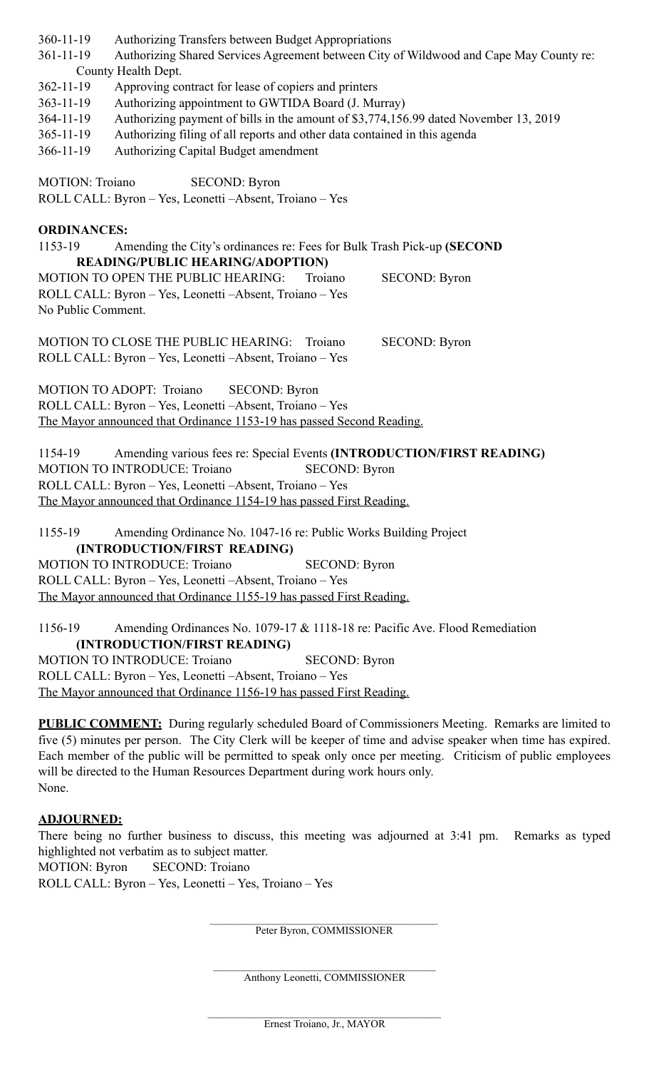360-11-19 Authorizing Transfers between Budget Appropriations
361-11-19 Authorizing Shared Services Agreement between City of Wildwood and Cape May County re: County Health Dept.
362-11-19 Approving contract for lease of copiers and printers
363-11-19 Authorizing appointment to GWTIDA Board (J. Murray)
364-11-19 Authorizing payment of bills in the amount of $3,774,156.99 dated November 13, 2019
365-11-19 Authorizing filing of all reports and other data contained in this agenda
366-11-19 Authorizing Capital Budget amendment

MOTION: Troiano SECOND: Byron
ROLL CALL: Byron – Yes, Leonetti –Absent, Troiano – Yes

**ORDINANCES:**

1153-19 Amending the City's ordinances re: Fees for Bulk Trash Pick-up **(SECOND READING/PUBLIC HEARING/ADOPTION)**
MOTION TO OPEN THE PUBLIC HEARING: Troiano SECOND: Byron
ROLL CALL: Byron – Yes, Leonetti –Absent, Troiano – Yes
No Public Comment.

MOTION TO CLOSE THE PUBLIC HEARING: Troiano SECOND: Byron
ROLL CALL: Byron – Yes, Leonetti –Absent, Troiano – Yes

MOTION TO ADOPT: Troiano SECOND: Byron
ROLL CALL: Byron – Yes, Leonetti –Absent, Troiano – Yes
The Mayor announced that Ordinance 1153-19 has passed Second Reading.

1154-19 Amending various fees re: Special Events **(INTRODUCTION/FIRST READING)**
MOTION TO INTRODUCE: Troiano SECOND: Byron
ROLL CALL: Byron – Yes, Leonetti –Absent, Troiano – Yes
The Mayor announced that Ordinance 1154-19 has passed First Reading.

1155-19 Amending Ordinance No. 1047-16 re: Public Works Building Project **(INTRODUCTION/FIRST READING)**
MOTION TO INTRODUCE: Troiano SECOND: Byron
ROLL CALL: Byron – Yes, Leonetti –Absent, Troiano – Yes
The Mayor announced that Ordinance 1155-19 has passed First Reading.

1156-19 Amending Ordinances No. 1079-17 & 1118-18 re: Pacific Ave. Flood Remediation **(INTRODUCTION/FIRST READING)**
MOTION TO INTRODUCE: Troiano SECOND: Byron
ROLL CALL: Byron – Yes, Leonetti –Absent, Troiano – Yes
The Mayor announced that Ordinance 1156-19 has passed First Reading.

**PUBLIC COMMENT:** During regularly scheduled Board of Commissioners Meeting. Remarks are limited to five (5) minutes per person. The City Clerk will be keeper of time and advise speaker when time has expired. Each member of the public will be permitted to speak only once per meeting. Criticism of public employees will be directed to the Human Resources Department during work hours only.
None.

**ADJOURNED:**

There being no further business to discuss, this meeting was adjourned at 3:41 pm. Remarks as typed highlighted not verbatim as to subject matter.
MOTION: Byron SECOND: Troiano
ROLL CALL: Byron – Yes, Leonetti – Yes, Troiano – Yes

\_\_\_\_\_\_\_\_\_\_\_\_\_\_\_\_\_\_\_\_\_\_\_\_\_\_\_\_\_\_\_\_
Peter Byron, COMMISSIONER

\_\_\_\_\_\_\_\_\_\_\_\_\_\_\_\_\_\_\_\_\_\_\_\_\_\_\_\_\_\_\_\_
Anthony Leonetti, COMMISSIONER

\_\_\_\_\_\_\_\_\_\_\_\_\_\_\_\_\_\_\_\_\_\_\_\_\_\_\_\_\_\_\_\_
Ernest Troiano, Jr., MAYOR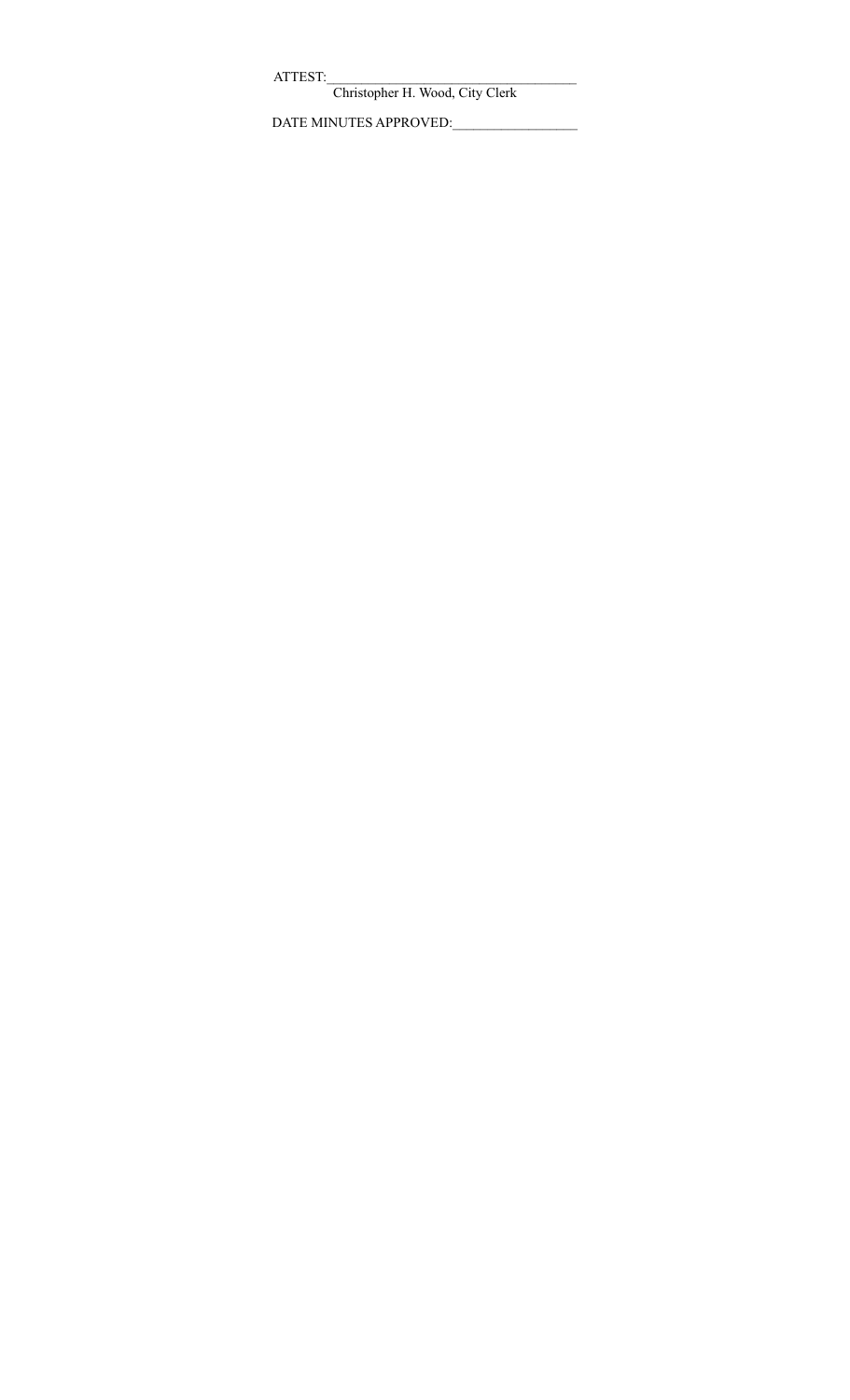ATTEST:___________________________________
Christopher H. Wood, City Clerk

DATE MINUTES APPROVED:_________________